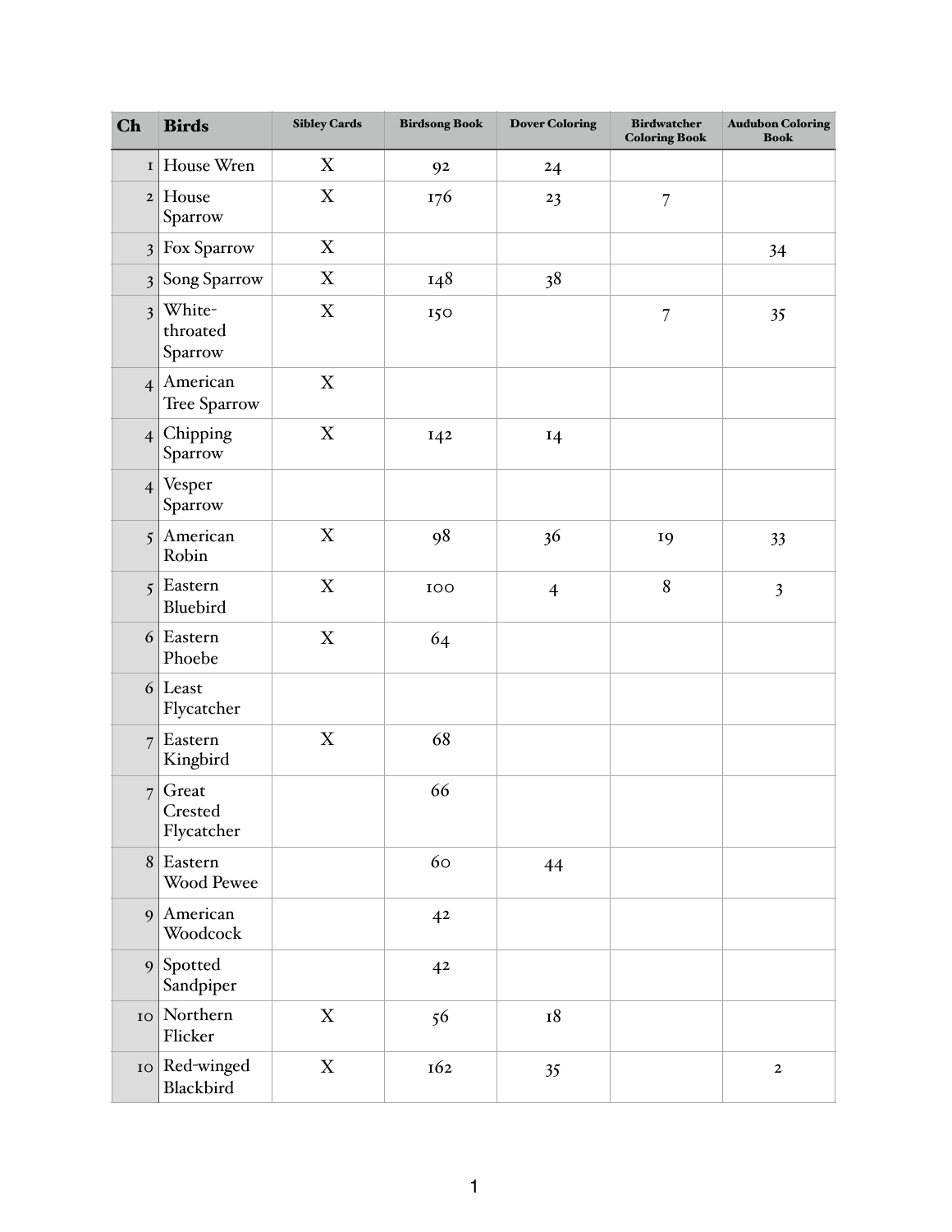| Ch | Birds | Sibley Cards | Birdsong Book | Dover Coloring | Birdwatcher Coloring Book | Audubon Coloring Book |
|---|---|---|---|---|---|---|
| 1 | House Wren | X | 92 | 24 | | |
| 2 | House Sparrow | X | 176 | 23 | 7 | |
| 3 | Fox Sparrow | X | | | | 34 |
| 3 | Song Sparrow | X | 148 | 38 | | |
| 3 | White-throated Sparrow | X | 150 | | 7 | 35 |
| 4 | American Tree Sparrow | X | | | | |
| 4 | Chipping Sparrow | X | 142 | 14 | | |
| 4 | Vesper Sparrow | | | | | |
| 5 | American Robin | X | 98 | 36 | 19 | 33 |
| 5 | Eastern Bluebird | X | 100 | 4 | 8 | 3 |
| 6 | Eastern Phoebe | X | 64 | | | |
| 6 | Least Flycatcher | | | | | |
| 7 | Eastern Kingbird | X | 68 | | | |
| 7 | Great Crested Flycatcher | | 66 | | | |
| 8 | Eastern Wood Pewee | | 60 | 44 | | |
| 9 | American Woodcock | | 42 | | | |
| 9 | Spotted Sandpiper | | 42 | | | |
| 10 | Northern Flicker | X | 56 | 18 | | |
| 10 | Red-winged Blackbird | X | 162 | 35 | | 2 |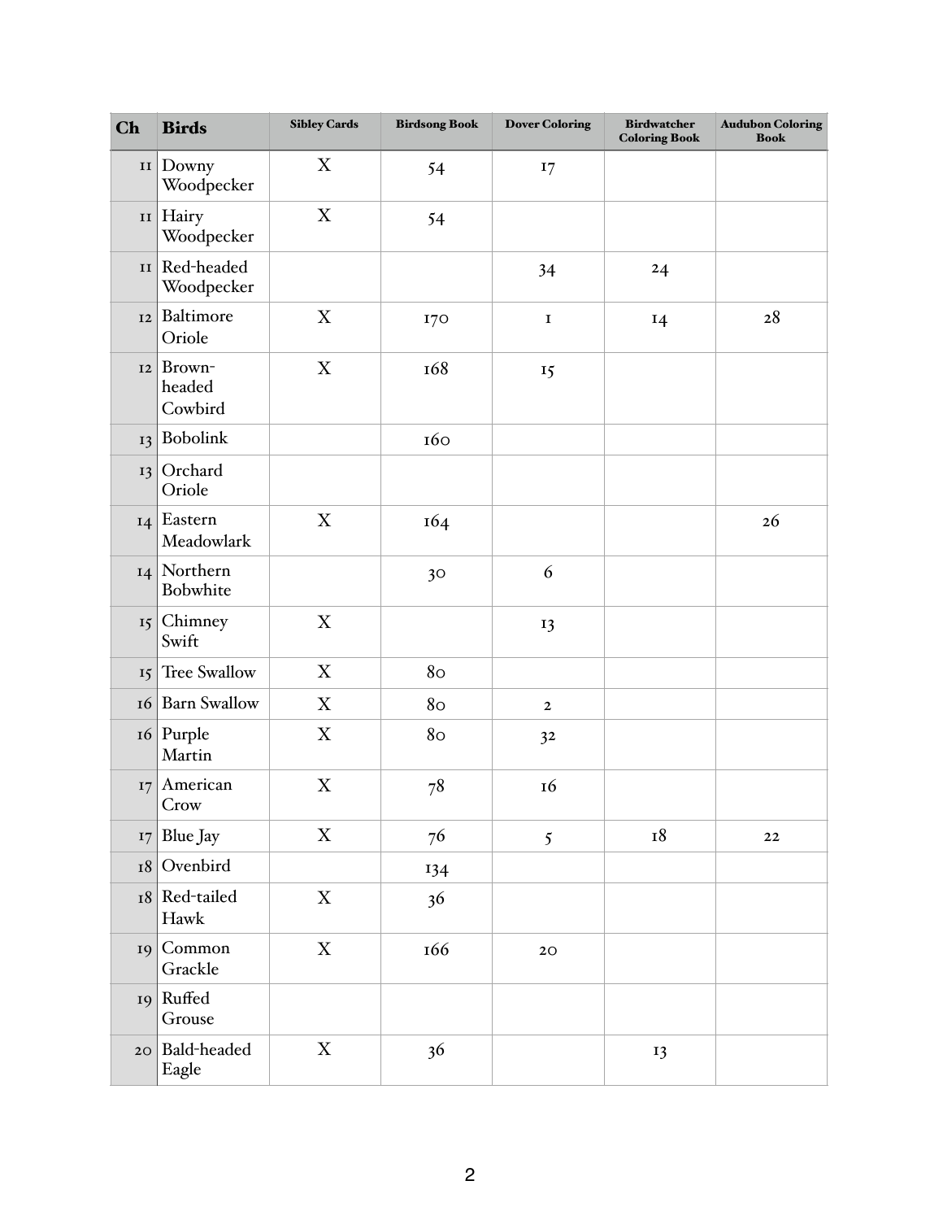| Ch | Birds | Sibley Cards | Birdsong Book | Dover Coloring | Birdwatcher Coloring Book | Audubon Coloring Book |
|---|---|---|---|---|---|---|
| 11 | Downy Woodpecker | X | 54 | 17 | | |
| 11 | Hairy Woodpecker | X | 54 | | | |
| 11 | Red-headed Woodpecker | | | 34 | 24 | |
| 12 | Baltimore Oriole | X | 170 | 1 | 14 | 28 |
| 12 | Brown-headed Cowbird | X | 168 | 15 | | |
| 13 | Bobolink | | 160 | | | |
| 13 | Orchard Oriole | | | | | |
| 14 | Eastern Meadowlark | X | 164 | | | 26 |
| 14 | Northern Bobwhite | | 30 | 6 | | |
| 15 | Chimney Swift | X | | 13 | | |
| 15 | Tree Swallow | X | 80 | | | |
| 16 | Barn Swallow | X | 80 | 2 | | |
| 16 | Purple Martin | X | 80 | 32 | | |
| 17 | American Crow | X | 78 | 16 | | |
| 17 | Blue Jay | X | 76 | 5 | 18 | 22 |
| 18 | Ovenbird | | 134 | | | |
| 18 | Red-tailed Hawk | X | 36 | | | |
| 19 | Common Grackle | X | 166 | 20 | | |
| 19 | Ruffed Grouse | | | | | |
| 20 | Bald-headed Eagle | X | 36 | | 13 | |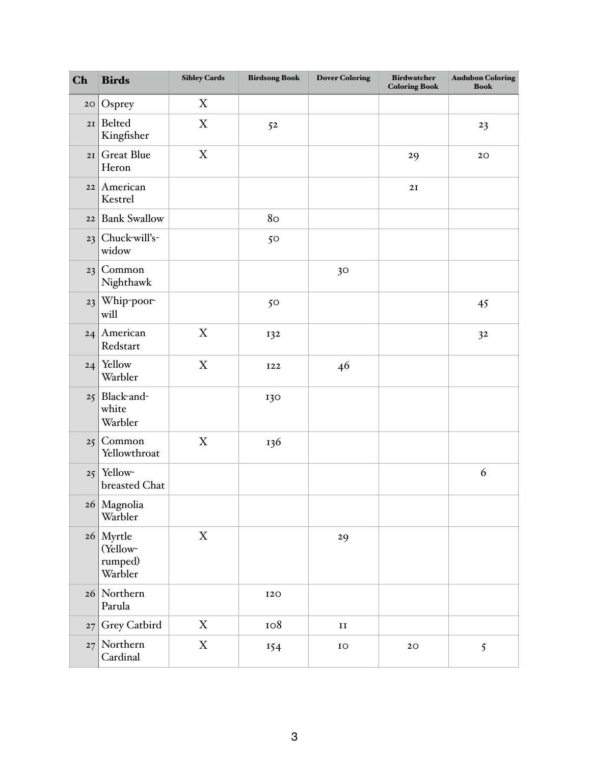| Ch | Birds | Sibley Cards | Birdsong Book | Dover Coloring | Birdwatcher Coloring Book | Audubon Coloring Book |
|---|---|---|---|---|---|---|
| 20 | Osprey | X | | | | |
| 21 | Belted Kingfisher | X | 52 | | | 23 |
| 21 | Great Blue Heron | X | | | 29 | 20 |
| 22 | American Kestrel | | | | 21 | |
| 22 | Bank Swallow | | 80 | | | |
| 23 | Chuck-will's-widow | | 50 | | | |
| 23 | Common Nighthawk | | | 30 | | |
| 23 | Whip-poor-will | | 50 | | | 45 |
| 24 | American Redstart | X | 132 | | | 32 |
| 24 | Yellow Warbler | X | 122 | 46 | | |
| 25 | Black-and-white Warbler | | 130 | | | |
| 25 | Common Yellowthroat | X | 136 | | | |
| 25 | Yellow-breasted Chat | | | | | 6 |
| 26 | Magnolia Warbler | | | | | |
| 26 | Myrtle (Yellow-rumped) Warbler | X | | 29 | | |
| 26 | Northern Parula | | 120 | | | |
| 27 | Grey Catbird | X | 108 | 11 | | |
| 27 | Northern Cardinal | X | 154 | 10 | 20 | 5 |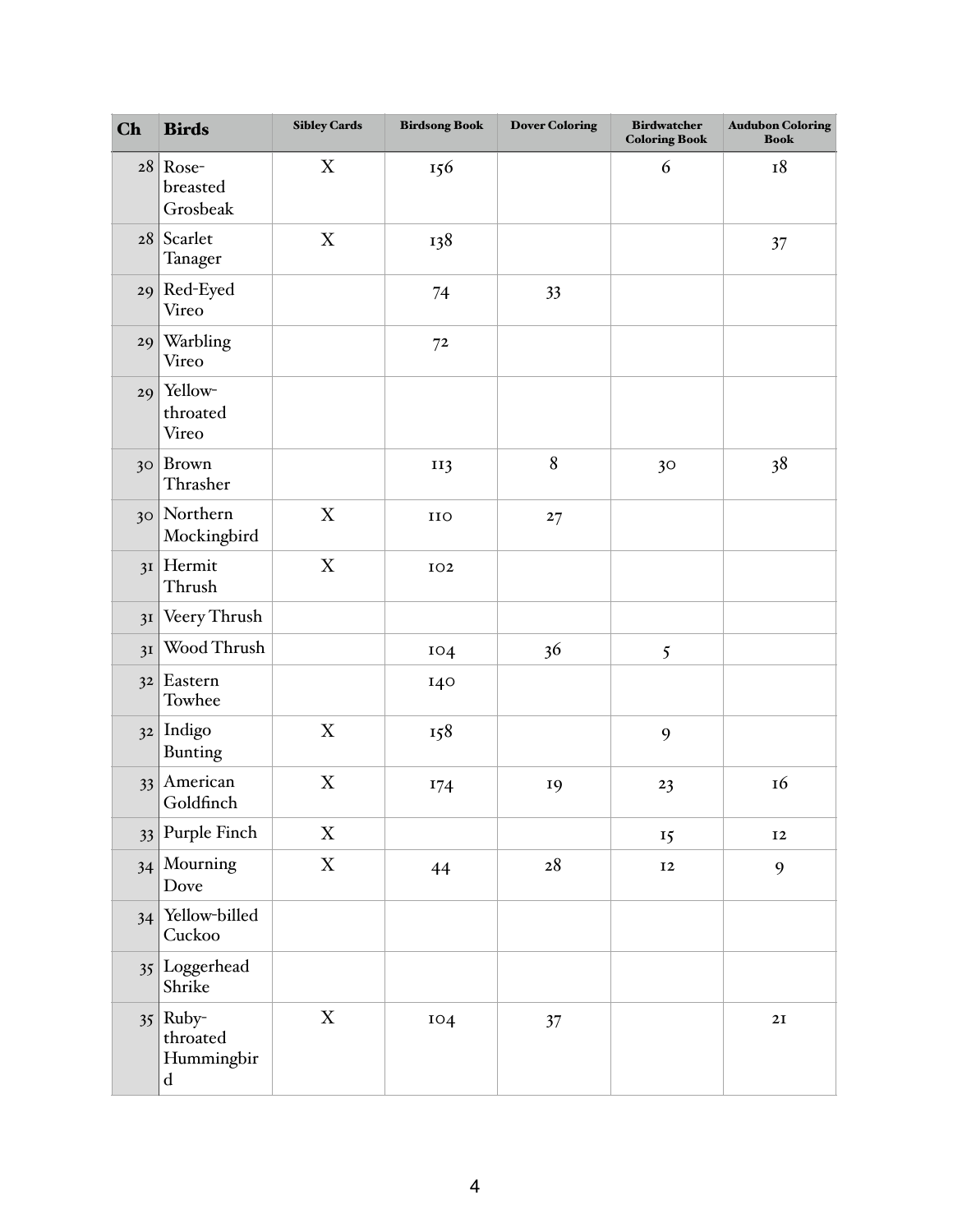| Ch | Birds | Sibley Cards | Birdsong Book | Dover Coloring | Birdwatcher Coloring Book | Audubon Coloring Book |
|---|---|---|---|---|---|---|
| 28 | Rose-breasted Grosbeak | X | 156 | | 6 | 18 |
| 28 | Scarlet Tanager | X | 138 | | | 37 |
| 29 | Red-Eyed Vireo | | 74 | 33 | | |
| 29 | Warbling Vireo | | 72 | | | |
| 29 | Yellow-throated Vireo | | | | | |
| 30 | Brown Thrasher | | 113 | 8 | 30 | 38 |
| 30 | Northern Mockingbird | X | 110 | 27 | | |
| 31 | Hermit Thrush | X | 102 | | | |
| 31 | Veery Thrush | | | | | |
| 31 | Wood Thrush | | 104 | 36 | 5 | |
| 32 | Eastern Towhee | | 140 | | | |
| 32 | Indigo Bunting | X | 158 | | 9 | |
| 33 | American Goldfinch | X | 174 | 19 | 23 | 16 |
| 33 | Purple Finch | X | | | 15 | 12 |
| 34 | Mourning Dove | X | 44 | 28 | 12 | 9 |
| 34 | Yellow-billed Cuckoo | | | | | |
| 35 | Loggerhead Shrike | | | | | |
| 35 | Ruby-throated Hummingbird | X | 104 | 37 | | 21 |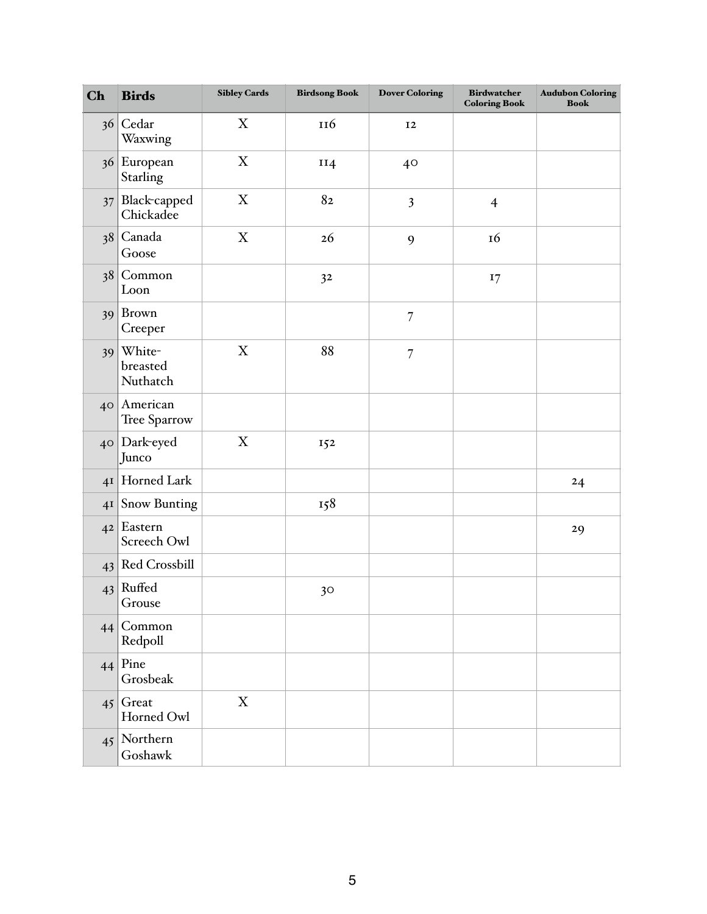| Ch | Birds | Sibley Cards | Birdsong Book | Dover Coloring | Birdwatcher Coloring Book | Audubon Coloring Book |
|---|---|---|---|---|---|---|
| 36 | Cedar Waxwing | X | 116 | 12 | | |
| 36 | European Starling | X | 114 | 40 | | |
| 37 | Black-capped Chickadee | X | 82 | 3 | 4 | |
| 38 | Canada Goose | X | 26 | 9 | 16 | |
| 38 | Common Loon | | 32 | | 17 | |
| 39 | Brown Creeper | | | 7 | | |
| 39 | White-breasted Nuthatch | X | 88 | 7 | | |
| 40 | American Tree Sparrow | | | | | |
| 40 | Dark-eyed Junco | X | 152 | | | |
| 41 | Horned Lark | | | | | 24 |
| 41 | Snow Bunting | | 158 | | | |
| 42 | Eastern Screech Owl | | | | | 29 |
| 43 | Red Crossbill | | | | | |
| 43 | Ruffed Grouse | | 30 | | | |
| 44 | Common Redpoll | | | | | |
| 44 | Pine Grosbeak | | | | | |
| 45 | Great Horned Owl | X | | | | |
| 45 | Northern Goshawk | | | | | |